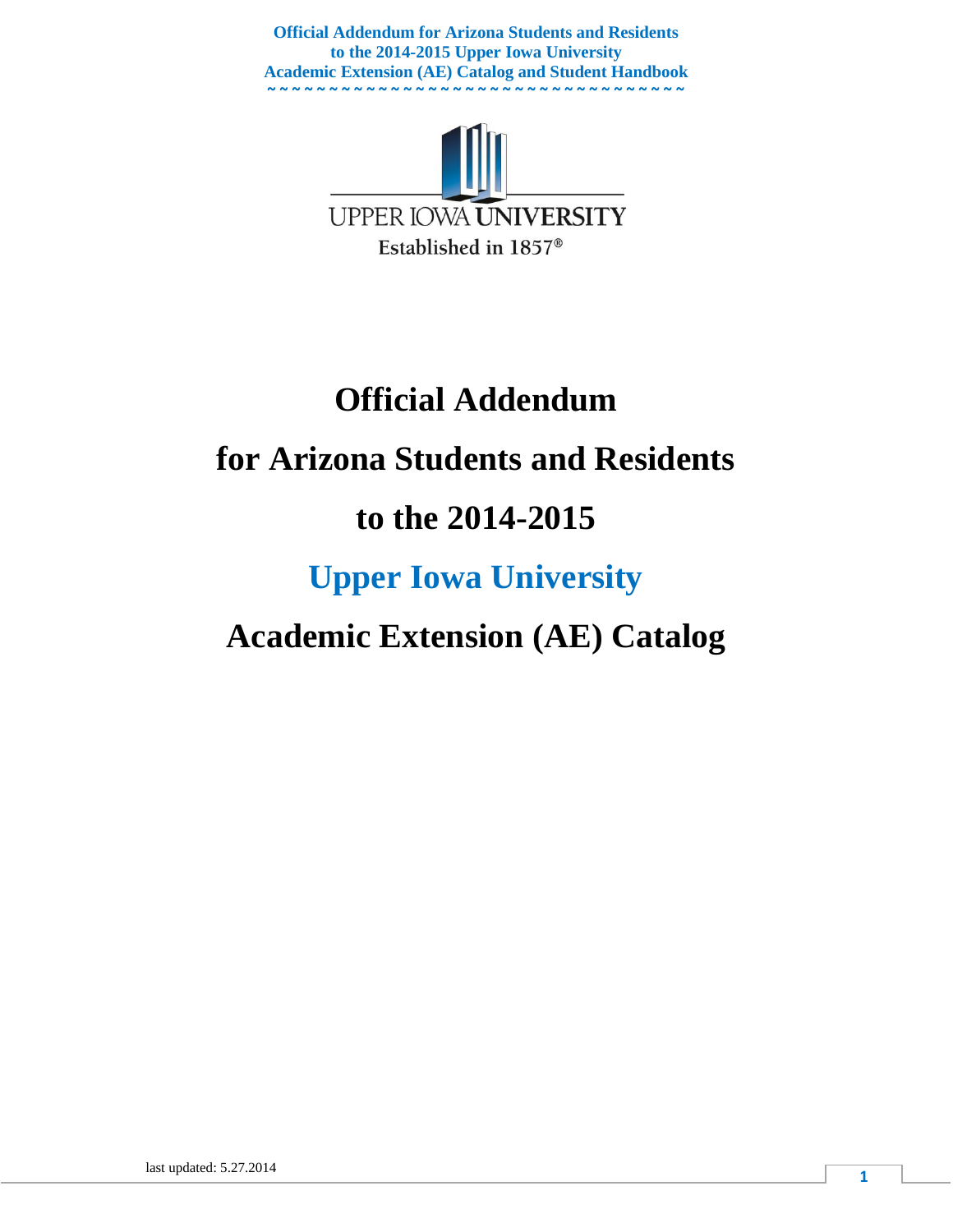UPPER IOWA UNIVERSITY

Established in 1857®

# Official Addendum

# for Arizona Students and Residents

# to the 2014-2015

# Upper Iowa University

# Academic Extension (AE) Catalog

last updated: 5.27.2014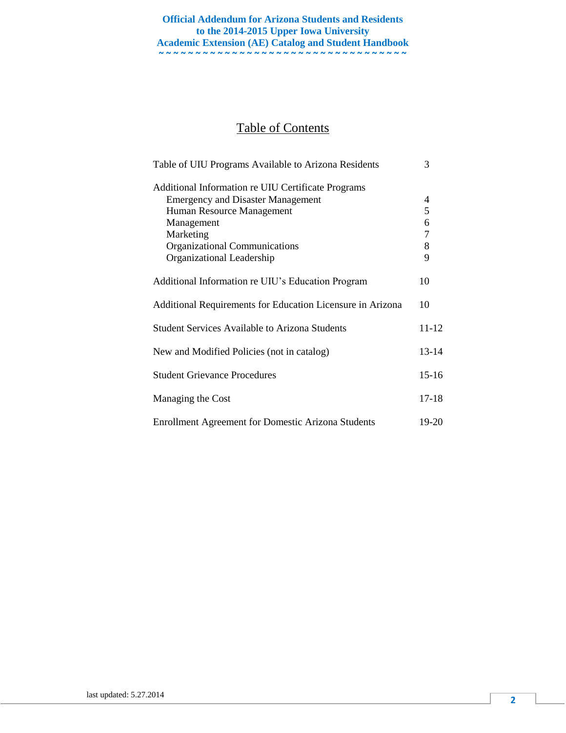**Official Addendum for Arizona Students and Residents**
**to the 2014-2015 Upper Iowa University**
**Academic Extension (AE) Catalog and Student Handbook**

# Table of Contents

| | |
|---|---|
| Table of UIU Programs Available to Arizona Residents | 3 |
| Additional Information re UIU Certificate Programs | |
| Emergency and Disaster Management | 4 |
| Human Resource Management | 5 |
| Management | 6 |
| Marketing | 7 |
| Organizational Communications | 8 |
| Organizational Leadership | 9 |
| Additional Information re UIU's Education Program | 10 |
| Additional Requirements for Education Licensure in Arizona | 10 |
| Student Services Available to Arizona Students | 11-12 |
| New and Modified Policies (not in catalog) | 13-14 |
| Student Grievance Procedures | 15-16 |
| Managing the Cost | 17-18 |
| Enrollment Agreement for Domestic Arizona Students | 19-20 |

last updated: 5.27.2014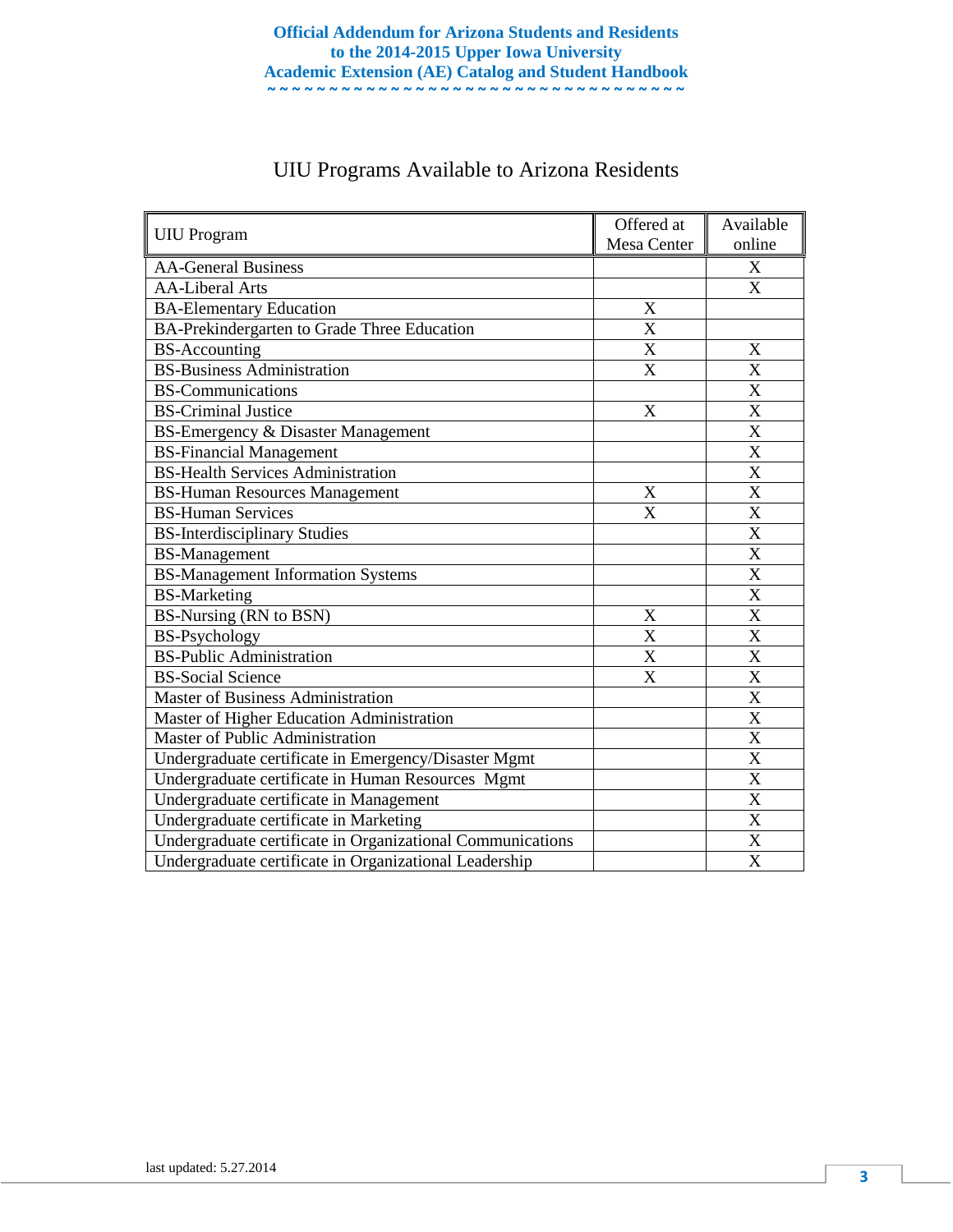**Official Addendum for Arizona Students and Residents to the 2014-2015 Upper Iowa University Academic Extension (AE) Catalog and Student Handbook**

## UIU Programs Available to Arizona Residents

| UIU Program | Offered at Mesa Center | Available online |
|---|---|---|
| AA-General Business | | X |
| AA-Liberal Arts | | X |
| BA-Elementary Education | X | |
| BA-Prekindergarten to Grade Three Education | X | |
| BS-Accounting | X | X |
| BS-Business Administration | X | X |
| BS-Communications | | X |
| BS-Criminal Justice | X | X |
| BS-Emergency & Disaster Management | | X |
| BS-Financial Management | | X |
| BS-Health Services Administration | | X |
| BS-Human Resources Management | X | X |
| BS-Human Services | X | X |
| BS-Interdisciplinary Studies | | X |
| BS-Management | | X |
| BS-Management Information Systems | | X |
| BS-Marketing | | X |
| BS-Nursing (RN to BSN) | X | X |
| BS-Psychology | X | X |
| BS-Public Administration | X | X |
| BS-Social Science | X | X |
| Master of Business Administration | | X |
| Master of Higher Education Administration | | X |
| Master of Public Administration | | X |
| Undergraduate certificate in Emergency/Disaster Mgmt | | X |
| Undergraduate certificate in Human Resources Mgmt | | X |
| Undergraduate certificate in Management | | X |
| Undergraduate certificate in Marketing | | X |
| Undergraduate certificate in Organizational Communications | | X |
| Undergraduate certificate in Organizational Leadership | | X |

last updated: 5.27.2014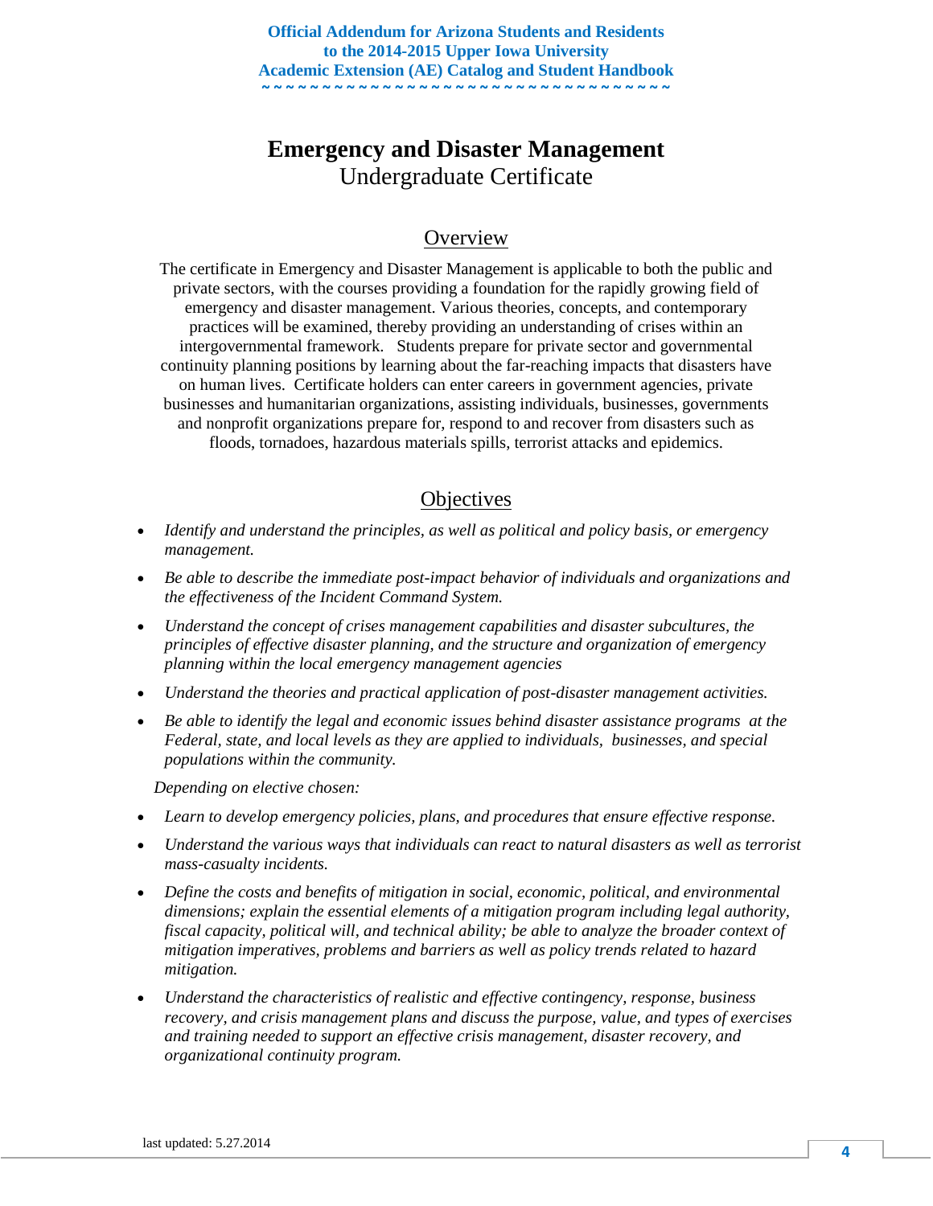# Emergency and Disaster Management

Undergraduate Certificate

## Overview

The certificate in Emergency and Disaster Management is applicable to both the public and private sectors, with the courses providing a foundation for the rapidly growing field of emergency and disaster management. Various theories, concepts, and contemporary practices will be examined, thereby providing an understanding of crises within an intergovernmental framework. Students prepare for private sector and governmental continuity planning positions by learning about the far-reaching impacts that disasters have on human lives. Certificate holders can enter careers in government agencies, private businesses and humanitarian organizations, assisting individuals, businesses, governments and nonprofit organizations prepare for, respond to and recover from disasters such as floods, tornadoes, hazardous materials spills, terrorist attacks and epidemics.

## Objectives

- *Identify and understand the principles, as well as political and policy basis, or emergency management.*
- *Be able to describe the immediate post-impact behavior of individuals and organizations and the effectiveness of the Incident Command System.*
- *Understand the concept of crises management capabilities and disaster subcultures, the principles of effective disaster planning, and the structure and organization of emergency planning within the local emergency management agencies*
- *Understand the theories and practical application of post-disaster management activities.*
- *Be able to identify the legal and economic issues behind disaster assistance programs at the Federal, state, and local levels as they are applied to individuals, businesses, and special populations within the community.*

*Depending on elective chosen:*

- *Learn to develop emergency policies, plans, and procedures that ensure effective response.*
- *Understand the various ways that individuals can react to natural disasters as well as terrorist mass-casualty incidents.*
- *Define the costs and benefits of mitigation in social, economic, political, and environmental dimensions; explain the essential elements of a mitigation program including legal authority, fiscal capacity, political will, and technical ability; be able to analyze the broader context of mitigation imperatives, problems and barriers as well as policy trends related to hazard mitigation.*
- *Understand the characteristics of realistic and effective contingency, response, business recovery, and crisis management plans and discuss the purpose, value, and types of exercises and training needed to support an effective crisis management, disaster recovery, and organizational continuity program.*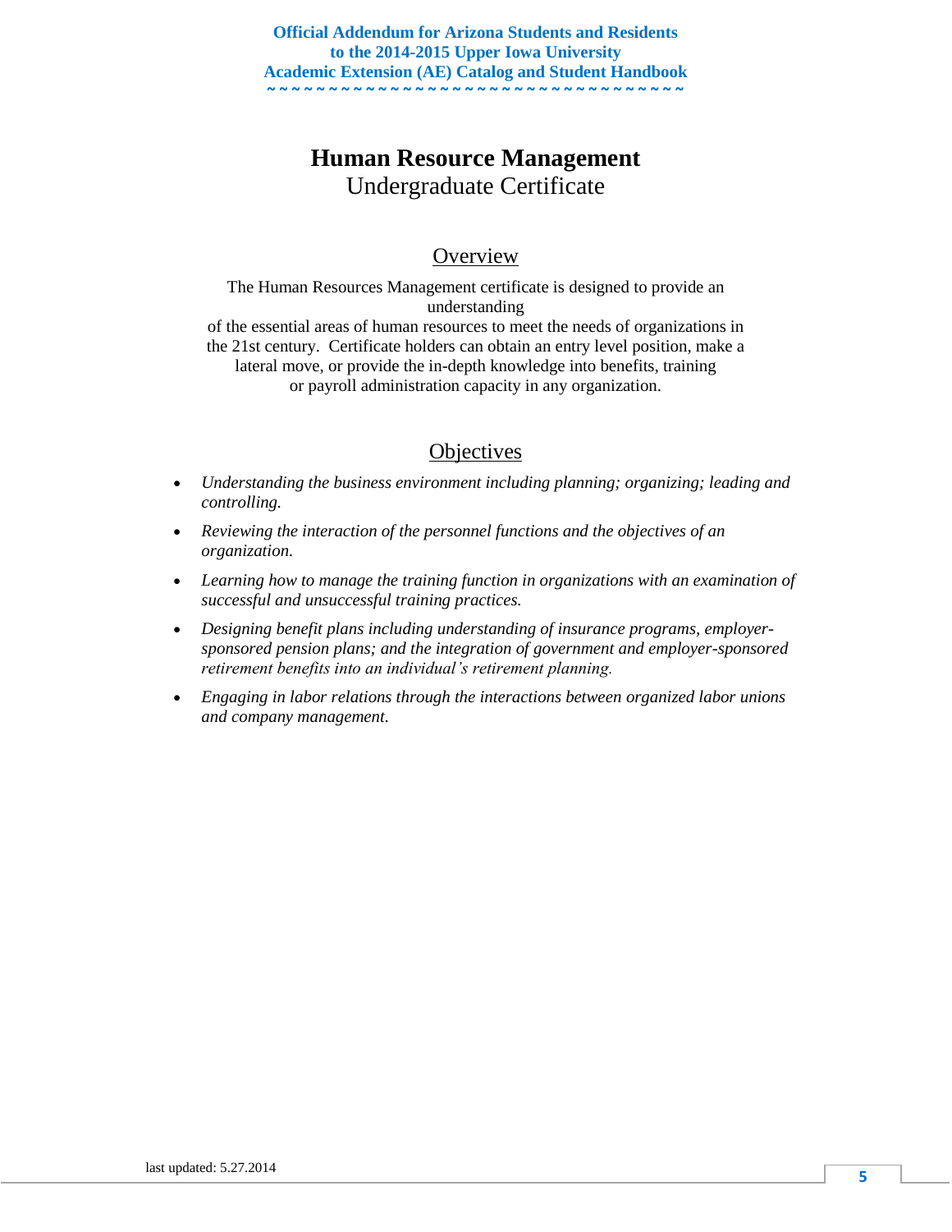# Human Resource Management

Undergraduate Certificate

## Overview

The Human Resources Management certificate is designed to provide an understanding of the essential areas of human resources to meet the needs of organizations in the 21st century. Certificate holders can obtain an entry level position, make a lateral move, or provide the in-depth knowledge into benefits, training or payroll administration capacity in any organization.

## Objectives

- *Understanding the business environment including planning; organizing; leading and controlling.*
- *Reviewing the interaction of the personnel functions and the objectives of an organization.*
- *Learning how to manage the training function in organizations with an examination of successful and unsuccessful training practices.*
- *Designing benefit plans including understanding of insurance programs, employer-sponsored pension plans; and the integration of government and employer-sponsored retirement benefits into an individual's retirement planning.*
- *Engaging in labor relations through the interactions between organized labor unions and company management.*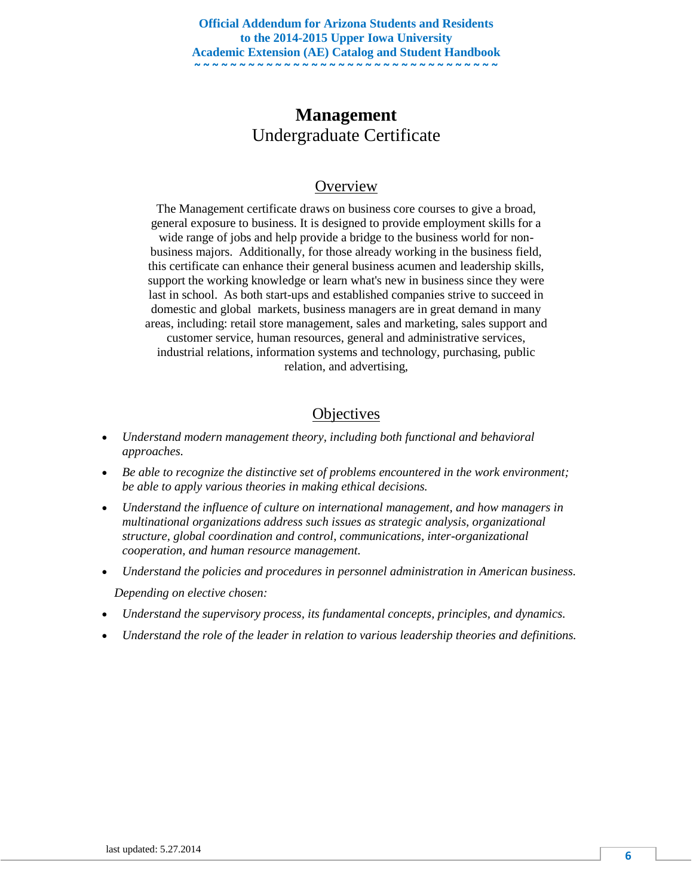# Management

Undergraduate Certificate

## Overview

The Management certificate draws on business core courses to give a broad, general exposure to business. It is designed to provide employment skills for a wide range of jobs and help provide a bridge to the business world for non-business majors. Additionally, for those already working in the business field, this certificate can enhance their general business acumen and leadership skills, support the working knowledge or learn what's new in business since they were last in school. As both start-ups and established companies strive to succeed in domestic and global markets, business managers are in great demand in many areas, including: retail store management, sales and marketing, sales support and customer service, human resources, general and administrative services, industrial relations, information systems and technology, purchasing, public relation, and advertising,

## Objectives

- *Understand modern management theory, including both functional and behavioral approaches.*
- *Be able to recognize the distinctive set of problems encountered in the work environment; be able to apply various theories in making ethical decisions.*
- *Understand the influence of culture on international management, and how managers in multinational organizations address such issues as strategic analysis, organizational structure, global coordination and control, communications, inter-organizational cooperation, and human resource management.*
- *Understand the policies and procedures in personnel administration in American business.*

*Depending on elective chosen:*

- *Understand the supervisory process, its fundamental concepts, principles, and dynamics.*
- *Understand the role of the leader in relation to various leadership theories and definitions.*

last updated: 5.27.2014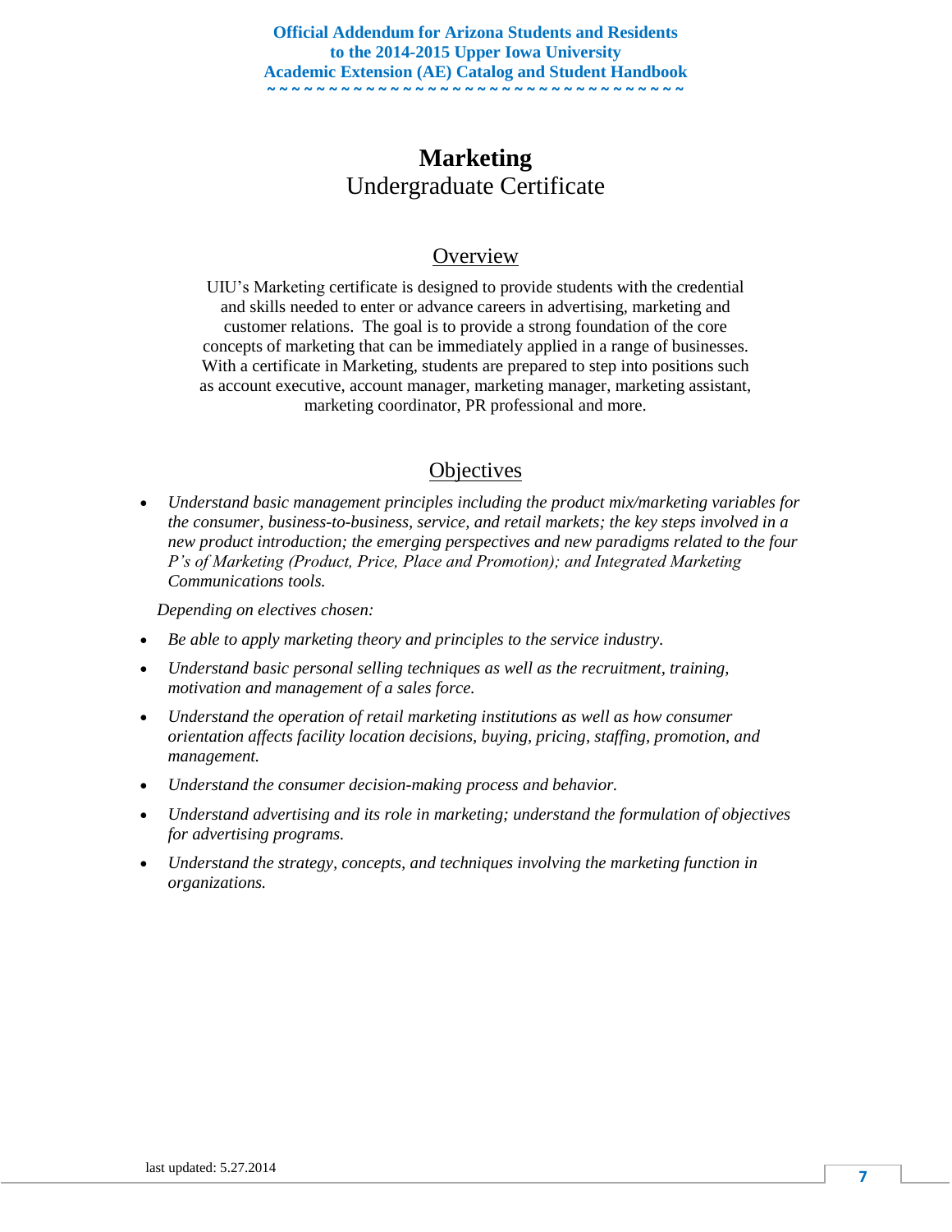# Marketing

## Undergraduate Certificate

### Overview

UIU's Marketing certificate is designed to provide students with the credential and skills needed to enter or advance careers in advertising, marketing and customer relations. The goal is to provide a strong foundation of the core concepts of marketing that can be immediately applied in a range of businesses. With a certificate in Marketing, students are prepared to step into positions such as account executive, account manager, marketing manager, marketing assistant, marketing coordinator, PR professional and more.

### Objectives

- *Understand basic management principles including the product mix/marketing variables for the consumer, business-to-business, service, and retail markets; the key steps involved in a new product introduction; the emerging perspectives and new paradigms related to the four P's of Marketing (Product, Price, Place and Promotion); and Integrated Marketing Communications tools.*

*Depending on electives chosen:*

- *Be able to apply marketing theory and principles to the service industry.*
- *Understand basic personal selling techniques as well as the recruitment, training, motivation and management of a sales force.*
- *Understand the operation of retail marketing institutions as well as how consumer orientation affects facility location decisions, buying, pricing, staffing, promotion, and management.*
- *Understand the consumer decision-making process and behavior.*
- *Understand advertising and its role in marketing; understand the formulation of objectives for advertising programs.*
- *Understand the strategy, concepts, and techniques involving the marketing function in organizations.*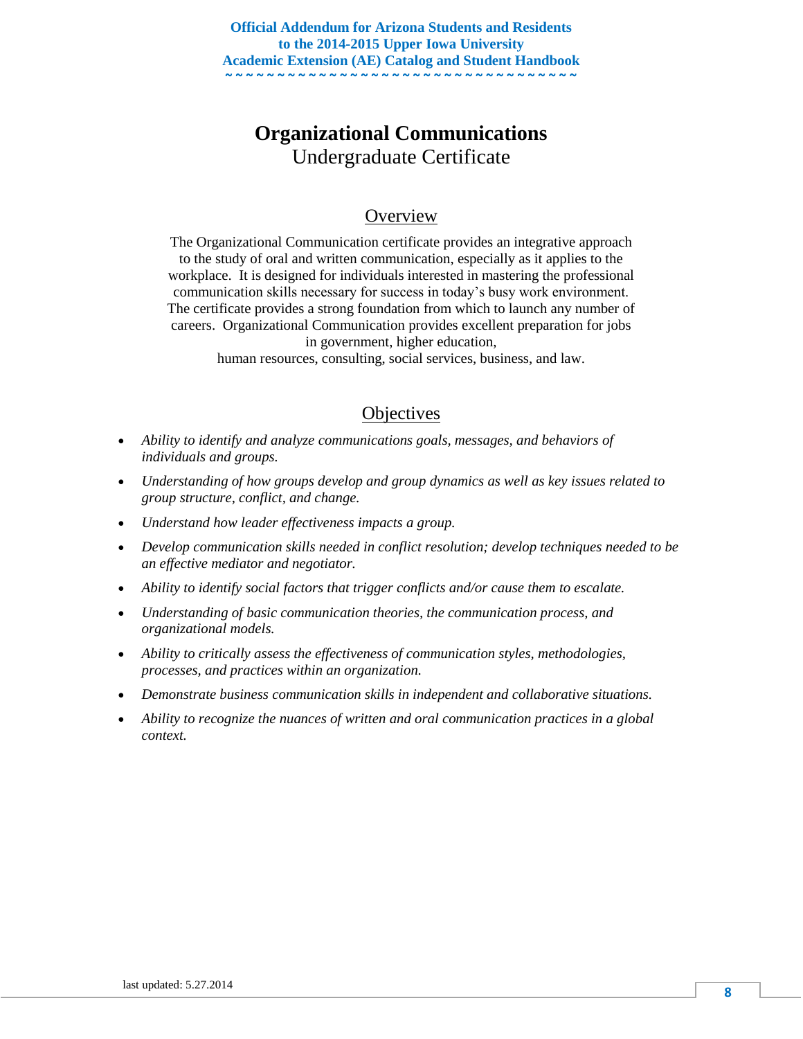# Organizational Communications

## Undergraduate Certificate

### Overview

The Organizational Communication certificate provides an integrative approach to the study of oral and written communication, especially as it applies to the workplace. It is designed for individuals interested in mastering the professional communication skills necessary for success in today's busy work environment. The certificate provides a strong foundation from which to launch any number of careers. Organizational Communication provides excellent preparation for jobs in government, higher education, human resources, consulting, social services, business, and law.

### Objectives

- *Ability to identify and analyze communications goals, messages, and behaviors of individuals and groups.*
- *Understanding of how groups develop and group dynamics as well as key issues related to group structure, conflict, and change.*
- *Understand how leader effectiveness impacts a group.*
- *Develop communication skills needed in conflict resolution; develop techniques needed to be an effective mediator and negotiator.*
- *Ability to identify social factors that trigger conflicts and/or cause them to escalate.*
- *Understanding of basic communication theories, the communication process, and organizational models.*
- *Ability to critically assess the effectiveness of communication styles, methodologies, processes, and practices within an organization.*
- *Demonstrate business communication skills in independent and collaborative situations.*
- *Ability to recognize the nuances of written and oral communication practices in a global context.*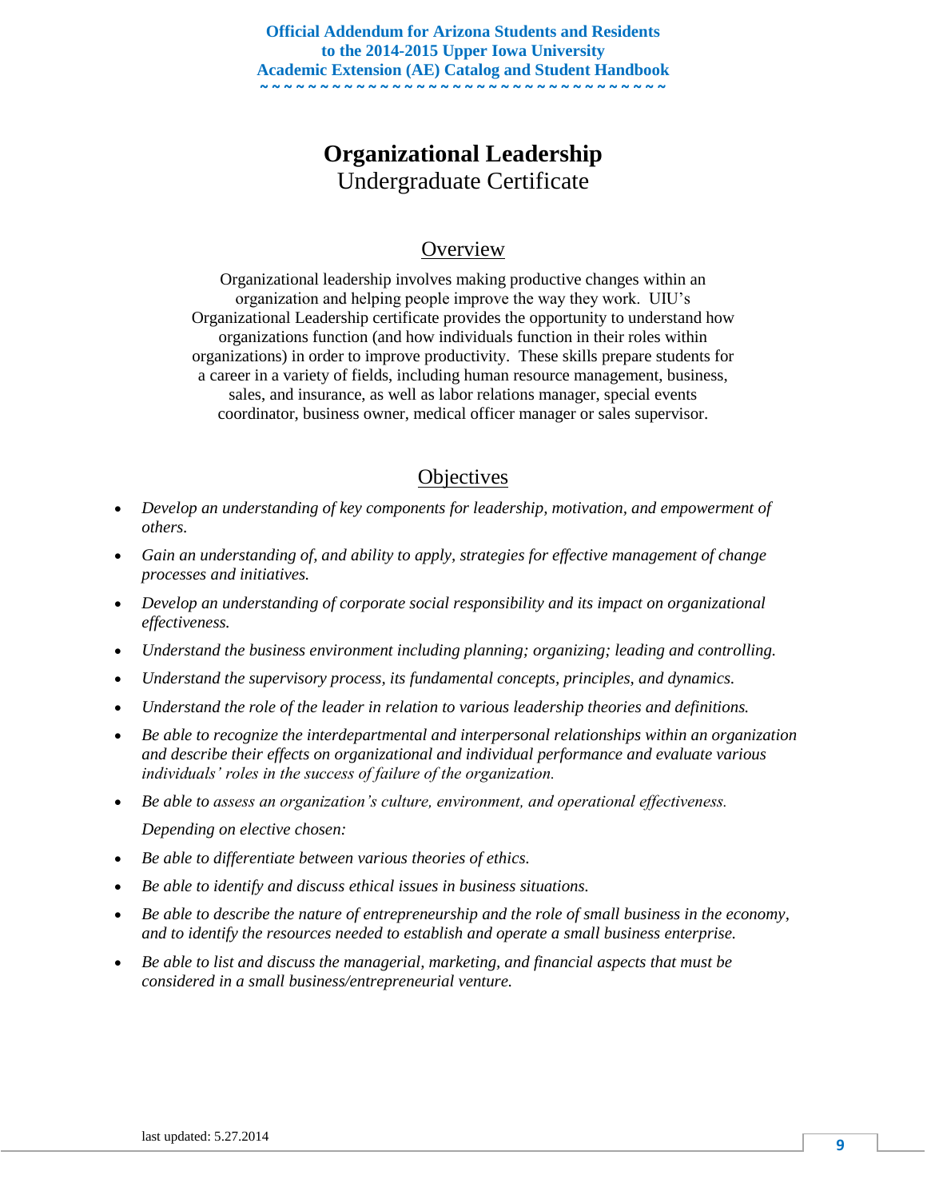# Organizational Leadership

Undergraduate Certificate

## Overview

Organizational leadership involves making productive changes within an organization and helping people improve the way they work. UIU's Organizational Leadership certificate provides the opportunity to understand how organizations function (and how individuals function in their roles within organizations) in order to improve productivity. These skills prepare students for a career in a variety of fields, including human resource management, business, sales, and insurance, as well as labor relations manager, special events coordinator, business owner, medical officer manager or sales supervisor.

## Objectives

- *Develop an understanding of key components for leadership, motivation, and empowerment of others.*
- *Gain an understanding of, and ability to apply, strategies for effective management of change processes and initiatives.*
- *Develop an understanding of corporate social responsibility and its impact on organizational effectiveness.*
- *Understand the business environment including planning; organizing; leading and controlling.*
- *Understand the supervisory process, its fundamental concepts, principles, and dynamics.*
- *Understand the role of the leader in relation to various leadership theories and definitions.*
- *Be able to recognize the interdepartmental and interpersonal relationships within an organization and describe their effects on organizational and individual performance and evaluate various individuals' roles in the success of failure of the organization.*
- *Be able to assess an organization's culture, environment, and operational effectiveness.*

  *Depending on elective chosen:*
- *Be able to differentiate between various theories of ethics.*
- *Be able to identify and discuss ethical issues in business situations.*
- *Be able to describe the nature of entrepreneurship and the role of small business in the economy, and to identify the resources needed to establish and operate a small business enterprise.*
- *Be able to list and discuss the managerial, marketing, and financial aspects that must be considered in a small business/entrepreneurial venture.*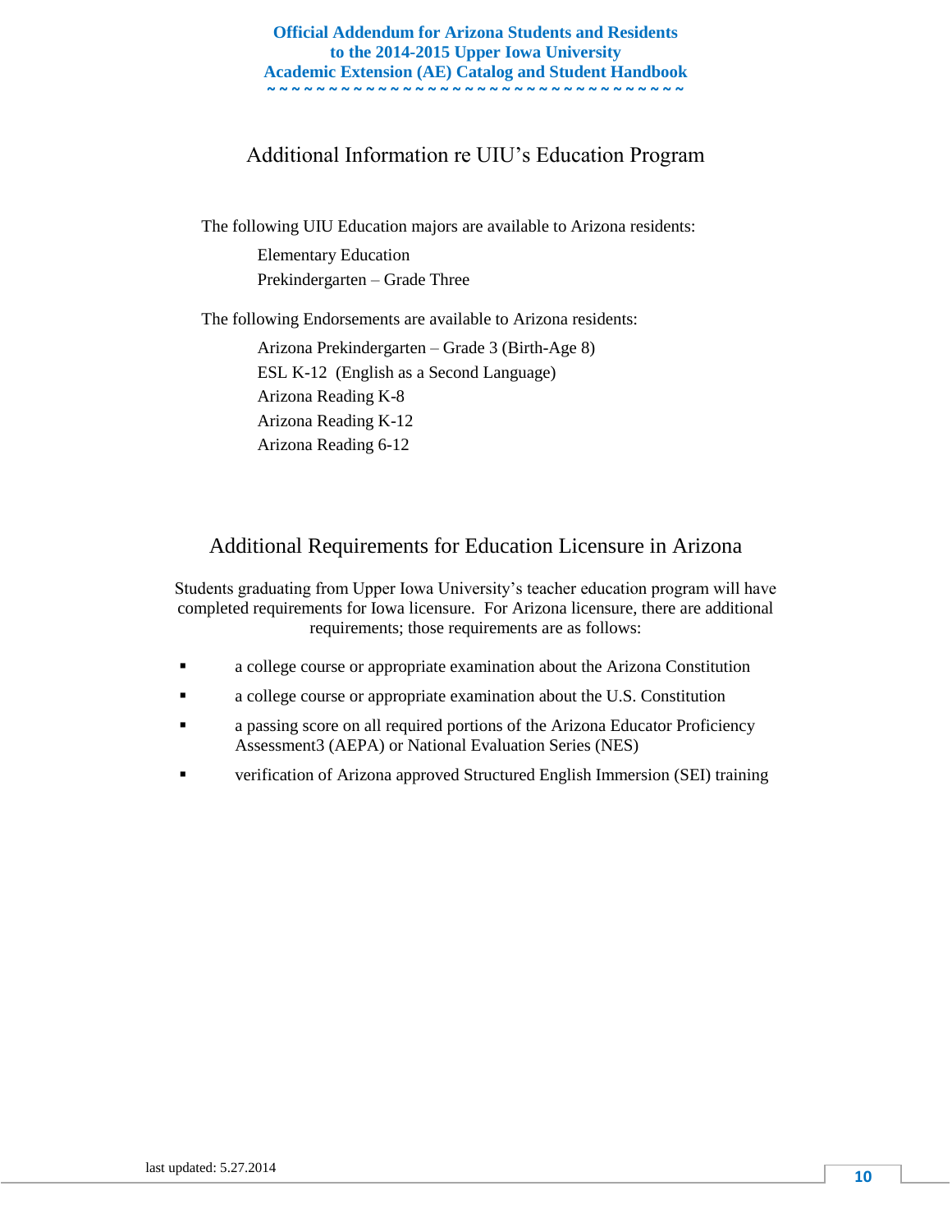## Additional Information re UIU's Education Program

The following UIU Education majors are available to Arizona residents:

- Elementary Education
- Prekindergarten – Grade Three

The following Endorsements are available to Arizona residents:

- Arizona Prekindergarten – Grade 3 (Birth-Age 8)
- ESL K-12 (English as a Second Language)
- Arizona Reading K-8
- Arizona Reading K-12
- Arizona Reading 6-12

## Additional Requirements for Education Licensure in Arizona

Students graduating from Upper Iowa University's teacher education program will have completed requirements for Iowa licensure. For Arizona licensure, there are additional requirements; those requirements are as follows:

- a college course or appropriate examination about the Arizona Constitution
- a college course or appropriate examination about the U.S. Constitution
- a passing score on all required portions of the Arizona Educator Proficiency Assessment3 (AEPA) or National Evaluation Series (NES)
- verification of Arizona approved Structured English Immersion (SEI) training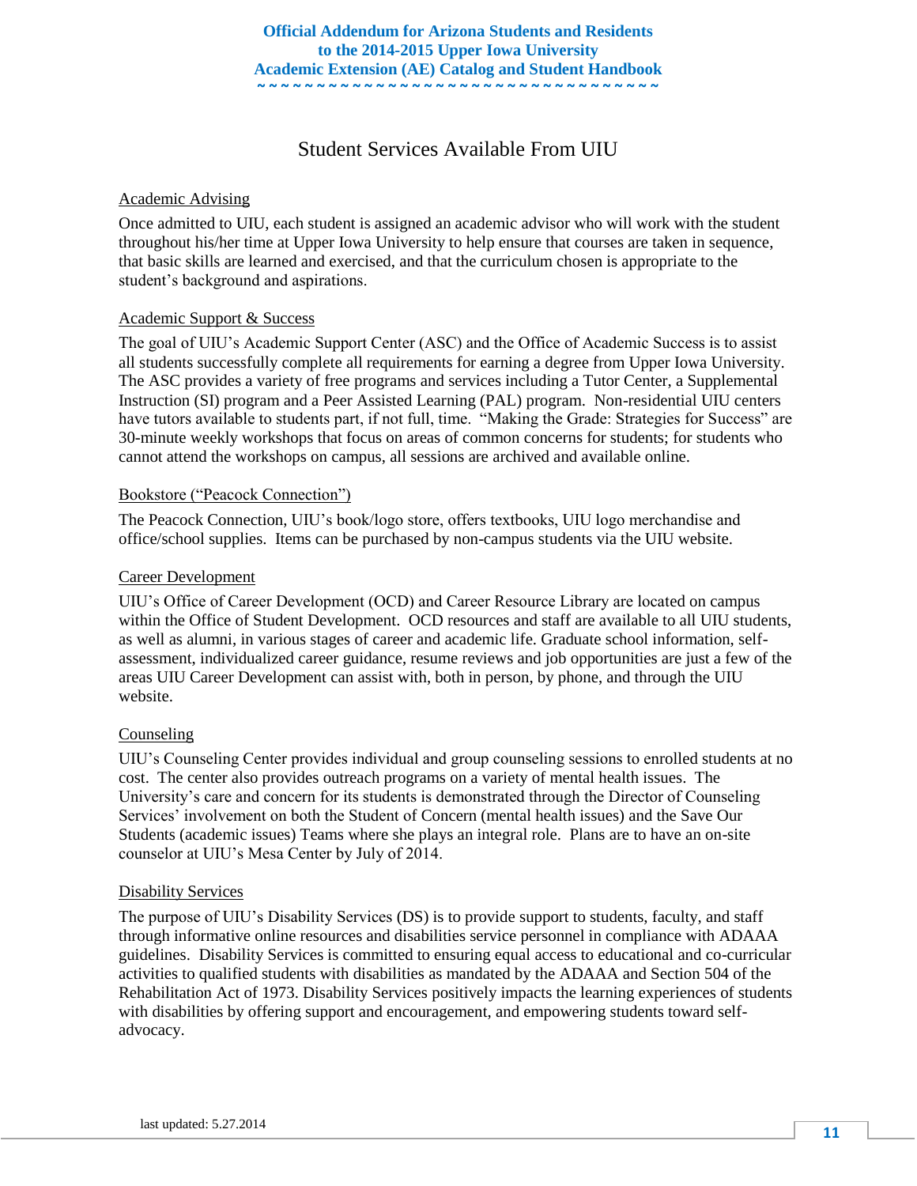## Student Services Available From UIU

### Academic Advising

Once admitted to UIU, each student is assigned an academic advisor who will work with the student throughout his/her time at Upper Iowa University to help ensure that courses are taken in sequence, that basic skills are learned and exercised, and that the curriculum chosen is appropriate to the student's background and aspirations.

### Academic Support & Success

The goal of UIU's Academic Support Center (ASC) and the Office of Academic Success is to assist all students successfully complete all requirements for earning a degree from Upper Iowa University. The ASC provides a variety of free programs and services including a Tutor Center, a Supplemental Instruction (SI) program and a Peer Assisted Learning (PAL) program. Non-residential UIU centers have tutors available to students part, if not full, time. "Making the Grade: Strategies for Success" are 30-minute weekly workshops that focus on areas of common concerns for students; for students who cannot attend the workshops on campus, all sessions are archived and available online.

### Bookstore ("Peacock Connection")

The Peacock Connection, UIU's book/logo store, offers textbooks, UIU logo merchandise and office/school supplies. Items can be purchased by non-campus students via the UIU website.

### Career Development

UIU's Office of Career Development (OCD) and Career Resource Library are located on campus within the Office of Student Development. OCD resources and staff are available to all UIU students, as well as alumni, in various stages of career and academic life. Graduate school information, self-assessment, individualized career guidance, resume reviews and job opportunities are just a few of the areas UIU Career Development can assist with, both in person, by phone, and through the UIU website.

### Counseling

UIU's Counseling Center provides individual and group counseling sessions to enrolled students at no cost. The center also provides outreach programs on a variety of mental health issues. The University's care and concern for its students is demonstrated through the Director of Counseling Services' involvement on both the Student of Concern (mental health issues) and the Save Our Students (academic issues) Teams where she plays an integral role. Plans are to have an on-site counselor at UIU's Mesa Center by July of 2014.

### Disability Services

The purpose of UIU's Disability Services (DS) is to provide support to students, faculty, and staff through informative online resources and disabilities service personnel in compliance with ADAAA guidelines. Disability Services is committed to ensuring equal access to educational and co-curricular activities to qualified students with disabilities as mandated by the ADAAA and Section 504 of the Rehabilitation Act of 1973. Disability Services positively impacts the learning experiences of students with disabilities by offering support and encouragement, and empowering students toward self-advocacy.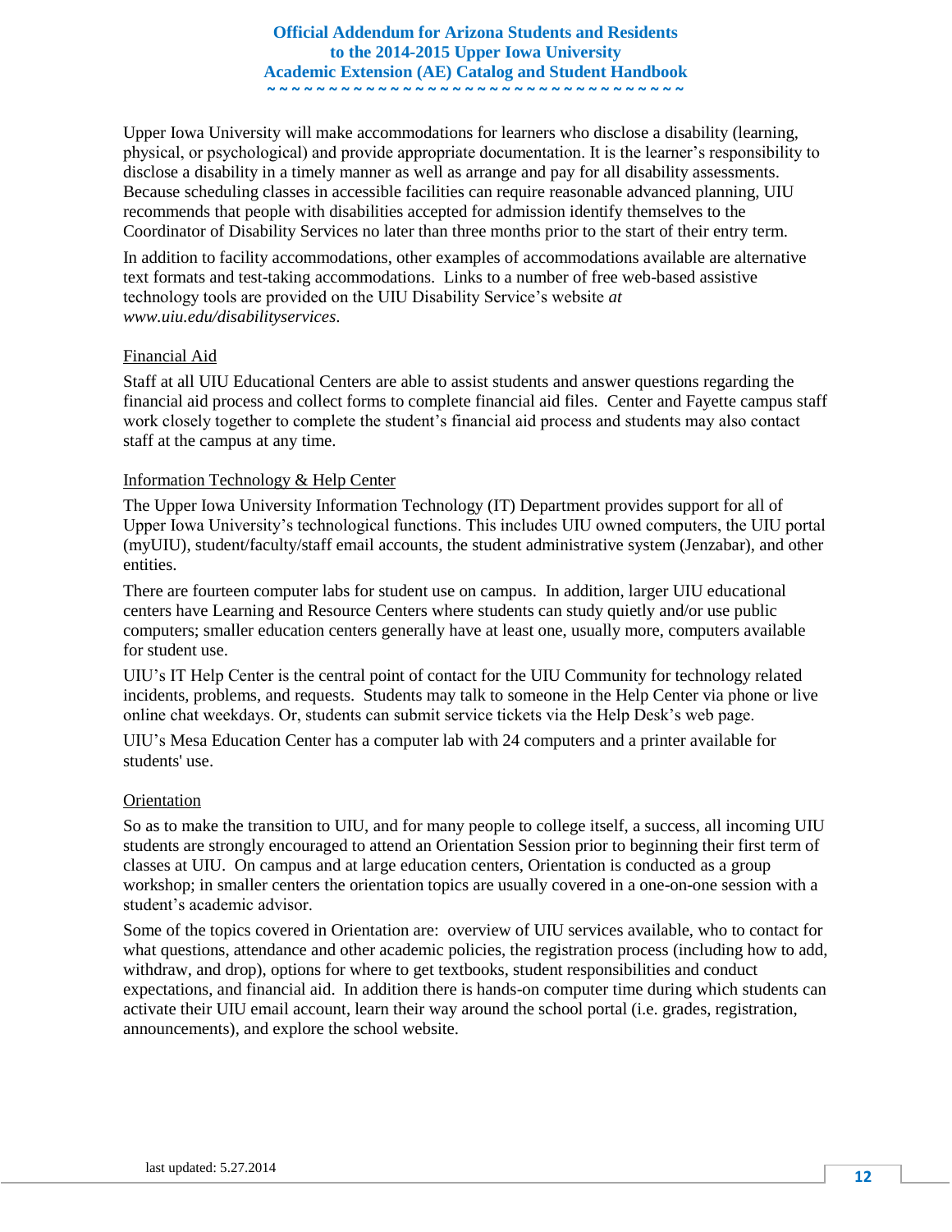Upper Iowa University will make accommodations for learners who disclose a disability (learning, physical, or psychological) and provide appropriate documentation. It is the learner's responsibility to disclose a disability in a timely manner as well as arrange and pay for all disability assessments. Because scheduling classes in accessible facilities can require reasonable advanced planning, UIU recommends that people with disabilities accepted for admission identify themselves to the Coordinator of Disability Services no later than three months prior to the start of their entry term.

In addition to facility accommodations, other examples of accommodations available are alternative text formats and test-taking accommodations. Links to a number of free web-based assistive technology tools are provided on the UIU Disability Service's website *at www.uiu.edu/disabilityservices*.

## Financial Aid

Staff at all UIU Educational Centers are able to assist students and answer questions regarding the financial aid process and collect forms to complete financial aid files. Center and Fayette campus staff work closely together to complete the student's financial aid process and students may also contact staff at the campus at any time.

## Information Technology & Help Center

The Upper Iowa University Information Technology (IT) Department provides support for all of Upper Iowa University's technological functions. This includes UIU owned computers, the UIU portal (myUIU), student/faculty/staff email accounts, the student administrative system (Jenzabar), and other entities.

There are fourteen computer labs for student use on campus. In addition, larger UIU educational centers have Learning and Resource Centers where students can study quietly and/or use public computers; smaller education centers generally have at least one, usually more, computers available for student use.

UIU's IT Help Center is the central point of contact for the UIU Community for technology related incidents, problems, and requests. Students may talk to someone in the Help Center via phone or live online chat weekdays. Or, students can submit service tickets via the Help Desk's web page.

UIU's Mesa Education Center has a computer lab with 24 computers and a printer available for students' use.

## Orientation

So as to make the transition to UIU, and for many people to college itself, a success, all incoming UIU students are strongly encouraged to attend an Orientation Session prior to beginning their first term of classes at UIU. On campus and at large education centers, Orientation is conducted as a group workshop; in smaller centers the orientation topics are usually covered in a one-on-one session with a student's academic advisor.

Some of the topics covered in Orientation are: overview of UIU services available, who to contact for what questions, attendance and other academic policies, the registration process (including how to add, withdraw, and drop), options for where to get textbooks, student responsibilities and conduct expectations, and financial aid. In addition there is hands-on computer time during which students can activate their UIU email account, learn their way around the school portal (i.e. grades, registration, announcements), and explore the school website.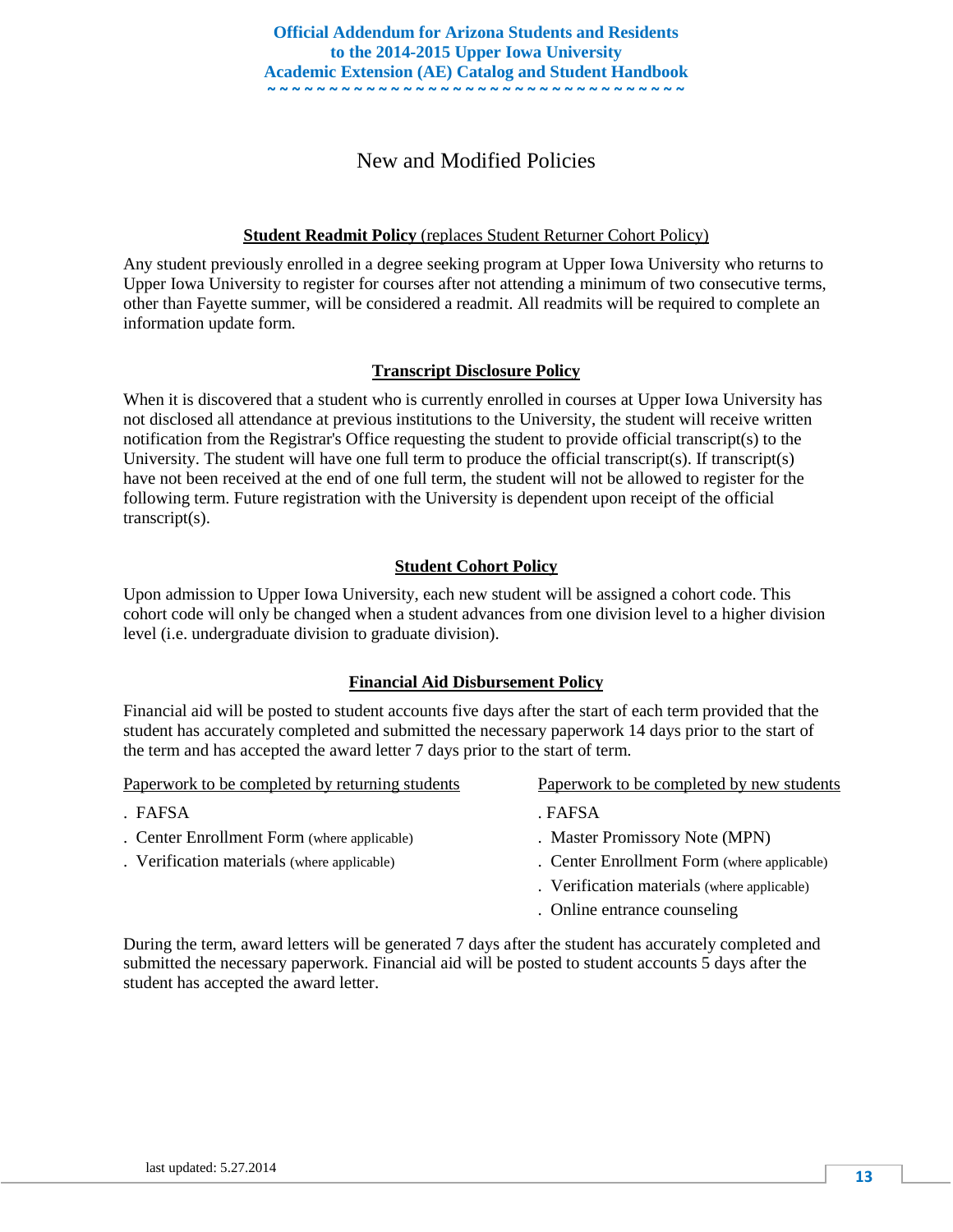**Official Addendum for Arizona Students and Residents to the 2014-2015 Upper Iowa University Academic Extension (AE) Catalog and Student Handbook**

# New and Modified Policies

## Student Readmit Policy (replaces Student Returner Cohort Policy)

Any student previously enrolled in a degree seeking program at Upper Iowa University who returns to Upper Iowa University to register for courses after not attending a minimum of two consecutive terms, other than Fayette summer, will be considered a readmit. All readmits will be required to complete an information update form.

## Transcript Disclosure Policy

When it is discovered that a student who is currently enrolled in courses at Upper Iowa University has not disclosed all attendance at previous institutions to the University, the student will receive written notification from the Registrar's Office requesting the student to provide official transcript(s) to the University. The student will have one full term to produce the official transcript(s). If transcript(s) have not been received at the end of one full term, the student will not be allowed to register for the following term. Future registration with the University is dependent upon receipt of the official transcript(s).

## Student Cohort Policy

Upon admission to Upper Iowa University, each new student will be assigned a cohort code. This cohort code will only be changed when a student advances from one division level to a higher division level (i.e. undergraduate division to graduate division).

## Financial Aid Disbursement Policy

Financial aid will be posted to student accounts five days after the start of each term provided that the student has accurately completed and submitted the necessary paperwork 14 days prior to the start of the term and has accepted the award letter 7 days prior to the start of term.

Paperwork to be completed by returning students

- FAFSA
- Center Enrollment Form (where applicable)
- Verification materials (where applicable)

Paperwork to be completed by new students

- FAFSA
- Master Promissory Note (MPN)
- Center Enrollment Form (where applicable)
- Verification materials (where applicable)
- Online entrance counseling

During the term, award letters will be generated 7 days after the student has accurately completed and submitted the necessary paperwork. Financial aid will be posted to student accounts 5 days after the student has accepted the award letter.

last updated: 5.27.2014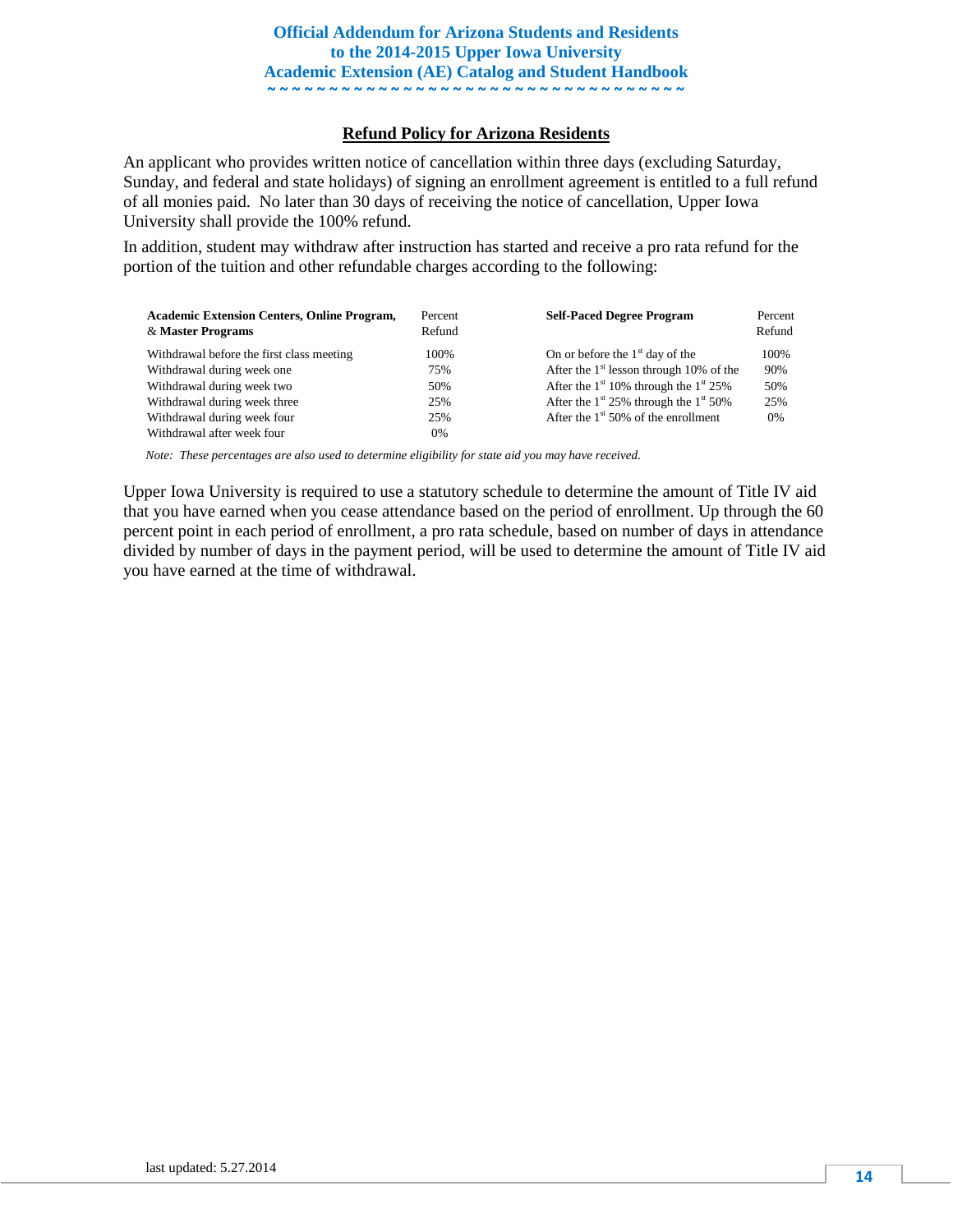**Official Addendum for Arizona Students and Residents to the 2014-2015 Upper Iowa University Academic Extension (AE) Catalog and Student Handbook**

## Refund Policy for Arizona Residents

An applicant who provides written notice of cancellation within three days (excluding Saturday, Sunday, and federal and state holidays) of signing an enrollment agreement is entitled to a full refund of all monies paid. No later than 30 days of receiving the notice of cancellation, Upper Iowa University shall provide the 100% refund.

In addition, student may withdraw after instruction has started and receive a pro rata refund for the portion of the tuition and other refundable charges according to the following:

| **Academic Extension Centers, Online Program, & Master Programs** | Percent Refund | **Self-Paced Degree Program** | Percent Refund |
|---|---|---|---|
| Withdrawal before the first class meeting | 100% | On or before the 1st day of the | 100% |
| Withdrawal during week one | 75% | After the 1st lesson through 10% of the | 90% |
| Withdrawal during week two | 50% | After the 1st 10% through the 1st 25% | 50% |
| Withdrawal during week three | 25% | After the 1st 25% through the 1st 50% | 25% |
| Withdrawal during week four | 25% | After the 1st 50% of the enrollment | 0% |
| Withdrawal after week four | 0% | | |

*Note: These percentages are also used to determine eligibility for state aid you may have received.*

Upper Iowa University is required to use a statutory schedule to determine the amount of Title IV aid that you have earned when you cease attendance based on the period of enrollment. Up through the 60 percent point in each period of enrollment, a pro rata schedule, based on number of days in attendance divided by number of days in the payment period, will be used to determine the amount of Title IV aid you have earned at the time of withdrawal.

last updated: 5.27.2014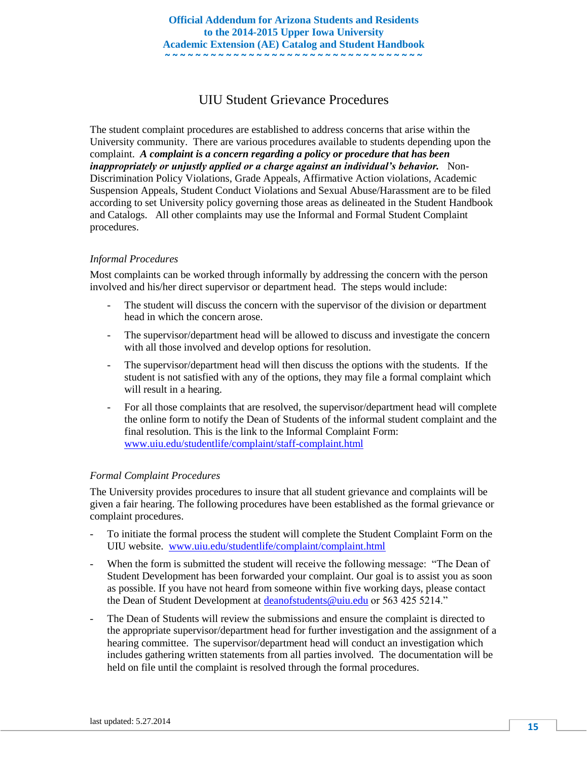# UIU Student Grievance Procedures

The student complaint procedures are established to address concerns that arise within the University community. There are various procedures available to students depending upon the complaint. ***A complaint is a concern regarding a policy or procedure that has been inappropriately or unjustly applied or a charge against an individual's behavior.*** Non-Discrimination Policy Violations, Grade Appeals, Affirmative Action violations, Academic Suspension Appeals, Student Conduct Violations and Sexual Abuse/Harassment are to be filed according to set University policy governing those areas as delineated in the Student Handbook and Catalogs. All other complaints may use the Informal and Formal Student Complaint procedures.

*Informal Procedures*

Most complaints can be worked through informally by addressing the concern with the person involved and his/her direct supervisor or department head. The steps would include:

- The student will discuss the concern with the supervisor of the division or department head in which the concern arose.
- The supervisor/department head will be allowed to discuss and investigate the concern with all those involved and develop options for resolution.
- The supervisor/department head will then discuss the options with the students. If the student is not satisfied with any of the options, they may file a formal complaint which will result in a hearing.
- For all those complaints that are resolved, the supervisor/department head will complete the online form to notify the Dean of Students of the informal student complaint and the final resolution. This is the link to the Informal Complaint Form: www.uiu.edu/studentlife/complaint/staff-complaint.html

*Formal Complaint Procedures*

The University provides procedures to insure that all student grievance and complaints will be given a fair hearing. The following procedures have been established as the formal grievance or complaint procedures.

- To initiate the formal process the student will complete the Student Complaint Form on the UIU website. www.uiu.edu/studentlife/complaint/complaint.html
- When the form is submitted the student will receive the following message: "The Dean of Student Development has been forwarded your complaint. Our goal is to assist you as soon as possible. If you have not heard from someone within five working days, please contact the Dean of Student Development at deanofstudents@uiu.edu or 563 425 5214."
- The Dean of Students will review the submissions and ensure the complaint is directed to the appropriate supervisor/department head for further investigation and the assignment of a hearing committee. The supervisor/department head will conduct an investigation which includes gathering written statements from all parties involved. The documentation will be held on file until the complaint is resolved through the formal procedures.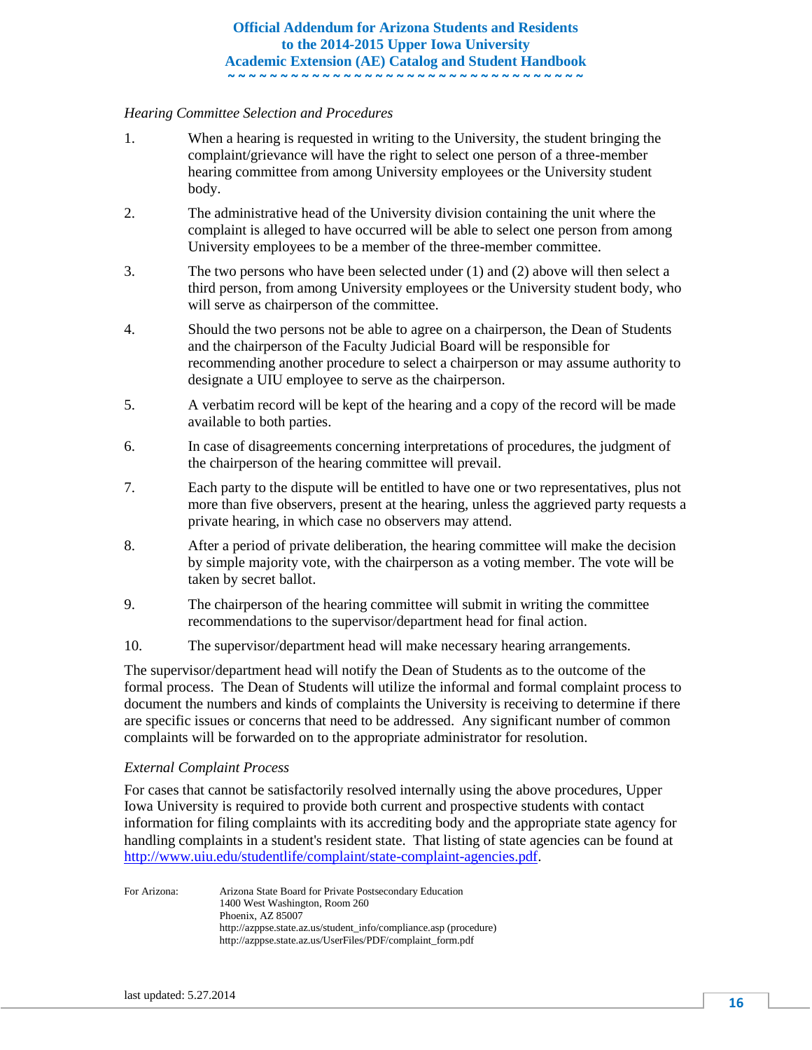*Hearing Committee Selection and Procedures*

1. When a hearing is requested in writing to the University, the student bringing the complaint/grievance will have the right to select one person of a three-member hearing committee from among University employees or the University student body.
2. The administrative head of the University division containing the unit where the complaint is alleged to have occurred will be able to select one person from among University employees to be a member of the three-member committee.
3. The two persons who have been selected under (1) and (2) above will then select a third person, from among University employees or the University student body, who will serve as chairperson of the committee.
4. Should the two persons not be able to agree on a chairperson, the Dean of Students and the chairperson of the Faculty Judicial Board will be responsible for recommending another procedure to select a chairperson or may assume authority to designate a UIU employee to serve as the chairperson.
5. A verbatim record will be kept of the hearing and a copy of the record will be made available to both parties.
6. In case of disagreements concerning interpretations of procedures, the judgment of the chairperson of the hearing committee will prevail.
7. Each party to the dispute will be entitled to have one or two representatives, plus not more than five observers, present at the hearing, unless the aggrieved party requests a private hearing, in which case no observers may attend.
8. After a period of private deliberation, the hearing committee will make the decision by simple majority vote, with the chairperson as a voting member. The vote will be taken by secret ballot.
9. The chairperson of the hearing committee will submit in writing the committee recommendations to the supervisor/department head for final action.
10. The supervisor/department head will make necessary hearing arrangements.

The supervisor/department head will notify the Dean of Students as to the outcome of the formal process. The Dean of Students will utilize the informal and formal complaint process to document the numbers and kinds of complaints the University is receiving to determine if there are specific issues or concerns that need to be addressed. Any significant number of common complaints will be forwarded on to the appropriate administrator for resolution.

*External Complaint Process*

For cases that cannot be satisfactorily resolved internally using the above procedures, Upper Iowa University is required to provide both current and prospective students with contact information for filing complaints with its accrediting body and the appropriate state agency for handling complaints in a student's resident state. That listing of state agencies can be found at http://www.uiu.edu/studentlife/complaint/state-complaint-agencies.pdf.

For Arizona: Arizona State Board for Private Postsecondary Education
1400 West Washington, Room 260
Phoenix, AZ 85007
http://azppse.state.az.us/student_info/compliance.asp (procedure)
http://azppse.state.az.us/UserFiles/PDF/complaint_form.pdf

last updated: 5.27.2014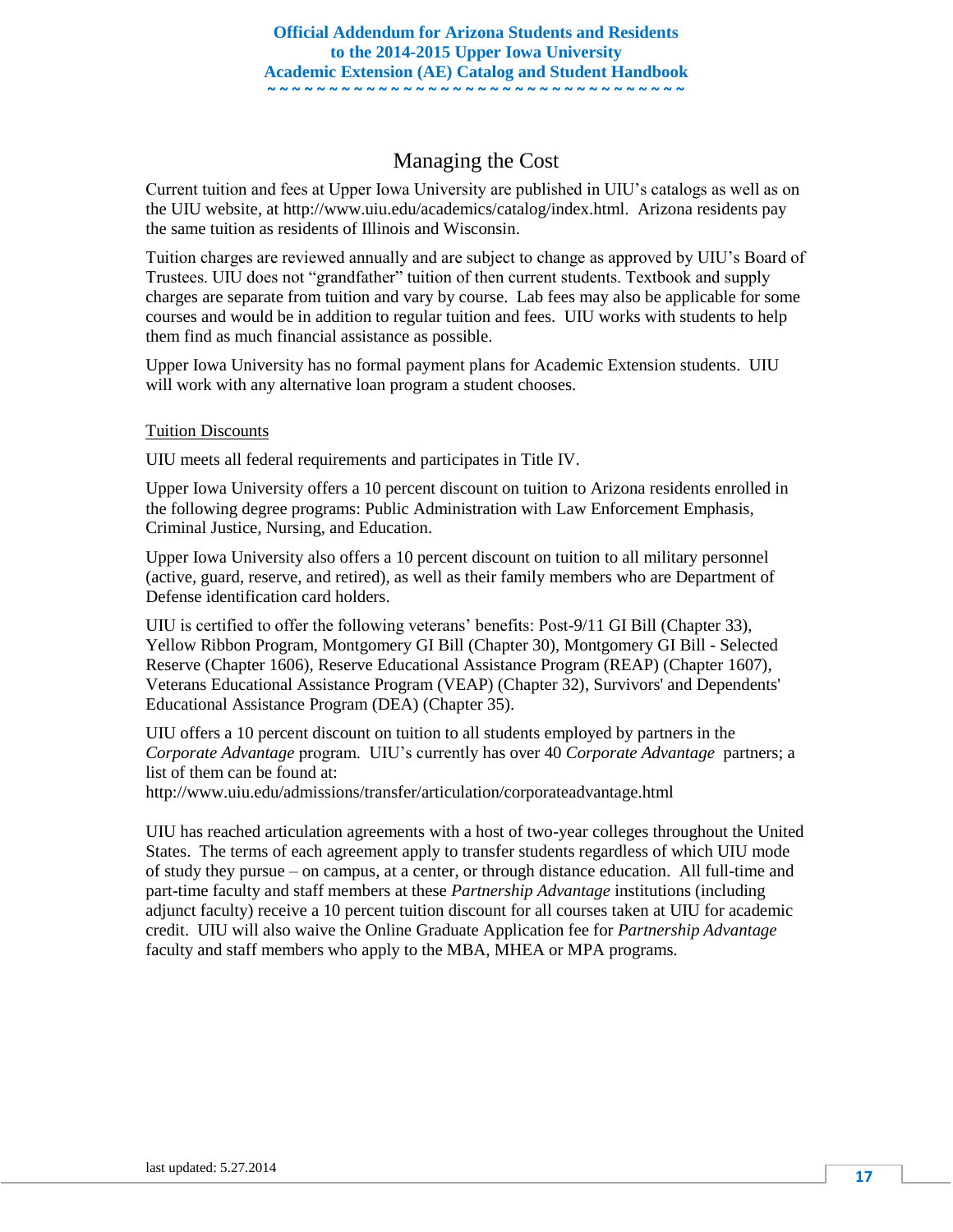# Managing the Cost

Current tuition and fees at Upper Iowa University are published in UIU's catalogs as well as on the UIU website, at http://www.uiu.edu/academics/catalog/index.html. Arizona residents pay the same tuition as residents of Illinois and Wisconsin.

Tuition charges are reviewed annually and are subject to change as approved by UIU's Board of Trustees. UIU does not "grandfather" tuition of then current students. Textbook and supply charges are separate from tuition and vary by course. Lab fees may also be applicable for some courses and would be in addition to regular tuition and fees. UIU works with students to help them find as much financial assistance as possible.

Upper Iowa University has no formal payment plans for Academic Extension students. UIU will work with any alternative loan program a student chooses.

## Tuition Discounts

UIU meets all federal requirements and participates in Title IV.

Upper Iowa University offers a 10 percent discount on tuition to Arizona residents enrolled in the following degree programs: Public Administration with Law Enforcement Emphasis, Criminal Justice, Nursing, and Education.

Upper Iowa University also offers a 10 percent discount on tuition to all military personnel (active, guard, reserve, and retired), as well as their family members who are Department of Defense identification card holders.

UIU is certified to offer the following veterans' benefits: Post-9/11 GI Bill (Chapter 33), Yellow Ribbon Program, Montgomery GI Bill (Chapter 30), Montgomery GI Bill - Selected Reserve (Chapter 1606), Reserve Educational Assistance Program (REAP) (Chapter 1607), Veterans Educational Assistance Program (VEAP) (Chapter 32), Survivors' and Dependents' Educational Assistance Program (DEA) (Chapter 35).

UIU offers a 10 percent discount on tuition to all students employed by partners in the *Corporate Advantage* program. UIU's currently has over 40 *Corporate Advantage* partners; a list of them can be found at:
http://www.uiu.edu/admissions/transfer/articulation/corporateadvantage.html

UIU has reached articulation agreements with a host of two-year colleges throughout the United States. The terms of each agreement apply to transfer students regardless of which UIU mode of study they pursue – on campus, at a center, or through distance education. All full-time and part-time faculty and staff members at these *Partnership Advantage* institutions (including adjunct faculty) receive a 10 percent tuition discount for all courses taken at UIU for academic credit. UIU will also waive the Online Graduate Application fee for *Partnership Advantage* faculty and staff members who apply to the MBA, MHEA or MPA programs.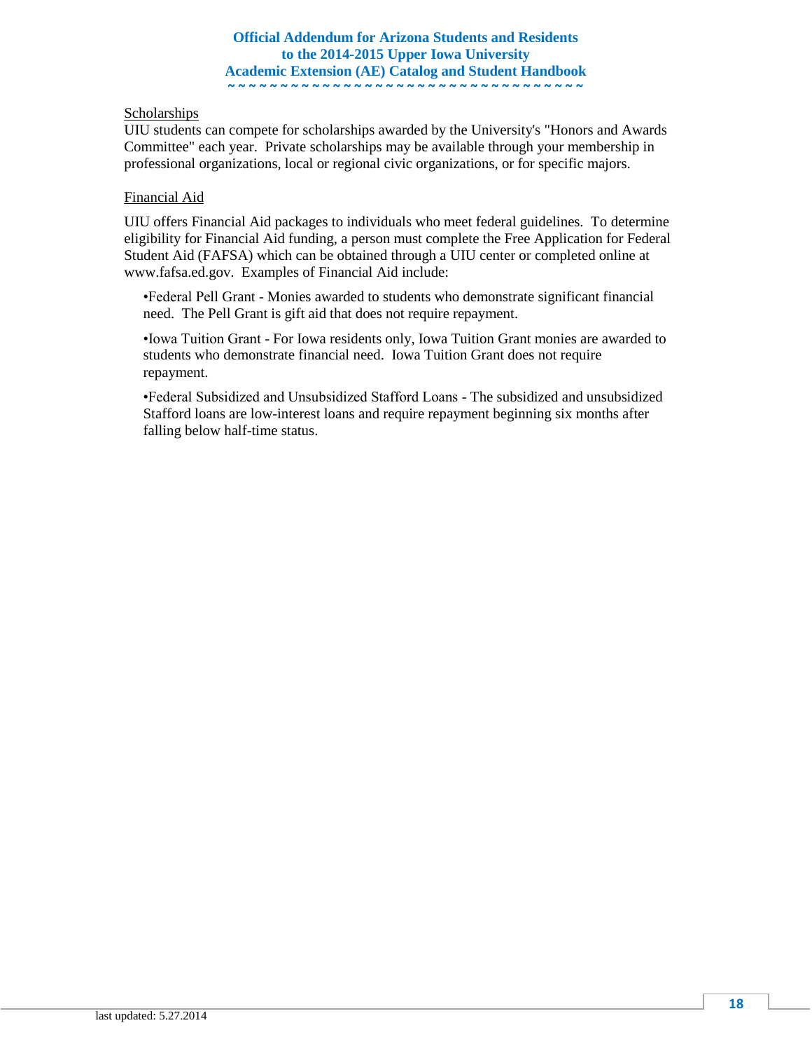Scholarships

UIU students can compete for scholarships awarded by the University's "Honors and Awards Committee" each year. Private scholarships may be available through your membership in professional organizations, local or regional civic organizations, or for specific majors.

Financial Aid

UIU offers Financial Aid packages to individuals who meet federal guidelines. To determine eligibility for Financial Aid funding, a person must complete the Free Application for Federal Student Aid (FAFSA) which can be obtained through a UIU center or completed online at www.fafsa.ed.gov. Examples of Financial Aid include:

- Federal Pell Grant - Monies awarded to students who demonstrate significant financial need. The Pell Grant is gift aid that does not require repayment.
- Iowa Tuition Grant - For Iowa residents only, Iowa Tuition Grant monies are awarded to students who demonstrate financial need. Iowa Tuition Grant does not require repayment.
- Federal Subsidized and Unsubsidized Stafford Loans - The subsidized and unsubsidized Stafford loans are low-interest loans and require repayment beginning six months after falling below half-time status.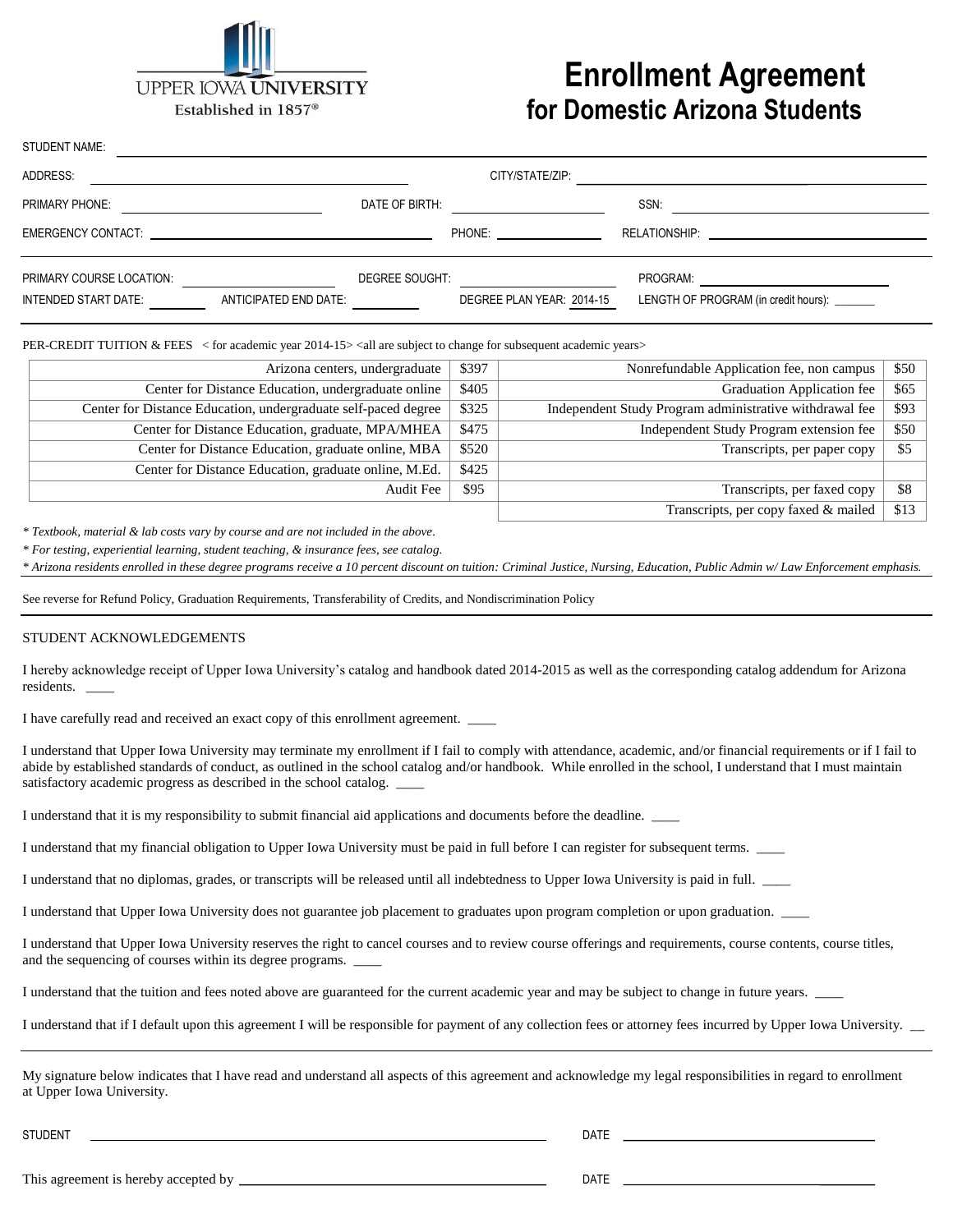UPPER IOWA UNIVERSITY
Established in 1857®

# Enrollment Agreement
## for Domestic Arizona Students

STUDENT NAME: ____________________

ADDRESS: ____________________ CITY/STATE/ZIP: ____________________

PRIMARY PHONE: ____________ DATE OF BIRTH: ____________ SSN: ____________

EMERGENCY CONTACT: ____________________ PHONE: ____________ RELATIONSHIP: ____________

PRIMARY COURSE LOCATION: ____________ DEGREE SOUGHT: ____________ PROGRAM: ____________

INTENDED START DATE: ________ ANTICIPATED END DATE: ________ DEGREE PLAN YEAR: 2014-15 LENGTH OF PROGRAM (in credit hours): ______

PER-CREDIT TUITION & FEES < for academic year 2014-15> <all are subject to change for subsequent academic years>

| | | | |
|---|---|---|---|
| Arizona centers, undergraduate | $397 | Nonrefundable Application fee, non campus | $50 |
| Center for Distance Education, undergraduate online | $405 | Graduation Application fee | $65 |
| Center for Distance Education, undergraduate self-paced degree | $325 | Independent Study Program administrative withdrawal fee | $93 |
| Center for Distance Education, graduate, MPA/MHEA | $475 | Independent Study Program extension fee | $50 |
| Center for Distance Education, graduate online, MBA | $520 | Transcripts, per paper copy | $5 |
| Center for Distance Education, graduate online, M.Ed. | $425 | | |
| Audit Fee | $95 | Transcripts, per faxed copy | $8 |
| | | Transcripts, per copy faxed & mailed | $13 |

*\* Textbook, material & lab costs vary by course and are not included in the above.*

*\* For testing, experiential learning, student teaching, & insurance fees, see catalog.*

*\* Arizona residents enrolled in these degree programs receive a 10 percent discount on tuition: Criminal Justice, Nursing, Education, Public Admin w/ Law Enforcement emphasis.*

See reverse for Refund Policy, Graduation Requirements, Transferability of Credits, and Nondiscrimination Policy

STUDENT ACKNOWLEDGEMENTS

I hereby acknowledge receipt of Upper Iowa University's catalog and handbook dated 2014-2015 as well as the corresponding catalog addendum for Arizona residents. ____

I have carefully read and received an exact copy of this enrollment agreement. ____

I understand that Upper Iowa University may terminate my enrollment if I fail to comply with attendance, academic, and/or financial requirements or if I fail to abide by established standards of conduct, as outlined in the school catalog and/or handbook. While enrolled in the school, I understand that I must maintain satisfactory academic progress as described in the school catalog. ____

I understand that it is my responsibility to submit financial aid applications and documents before the deadline. ____

I understand that my financial obligation to Upper Iowa University must be paid in full before I can register for subsequent terms. ____

I understand that no diplomas, grades, or transcripts will be released until all indebtedness to Upper Iowa University is paid in full. ____

I understand that Upper Iowa University does not guarantee job placement to graduates upon program completion or upon graduation. ____

I understand that Upper Iowa University reserves the right to cancel courses and to review course offerings and requirements, course contents, course titles, and the sequencing of courses within its degree programs. ____

I understand that the tuition and fees noted above are guaranteed for the current academic year and may be subject to change in future years. ____

I understand that if I default upon this agreement I will be responsible for payment of any collection fees or attorney fees incurred by Upper Iowa University. __

My signature below indicates that I have read and understand all aspects of this agreement and acknowledge my legal responsibilities in regard to enrollment at Upper Iowa University.

STUDENT ____________________ DATE ____________

This agreement is hereby accepted by ____________________ DATE ____________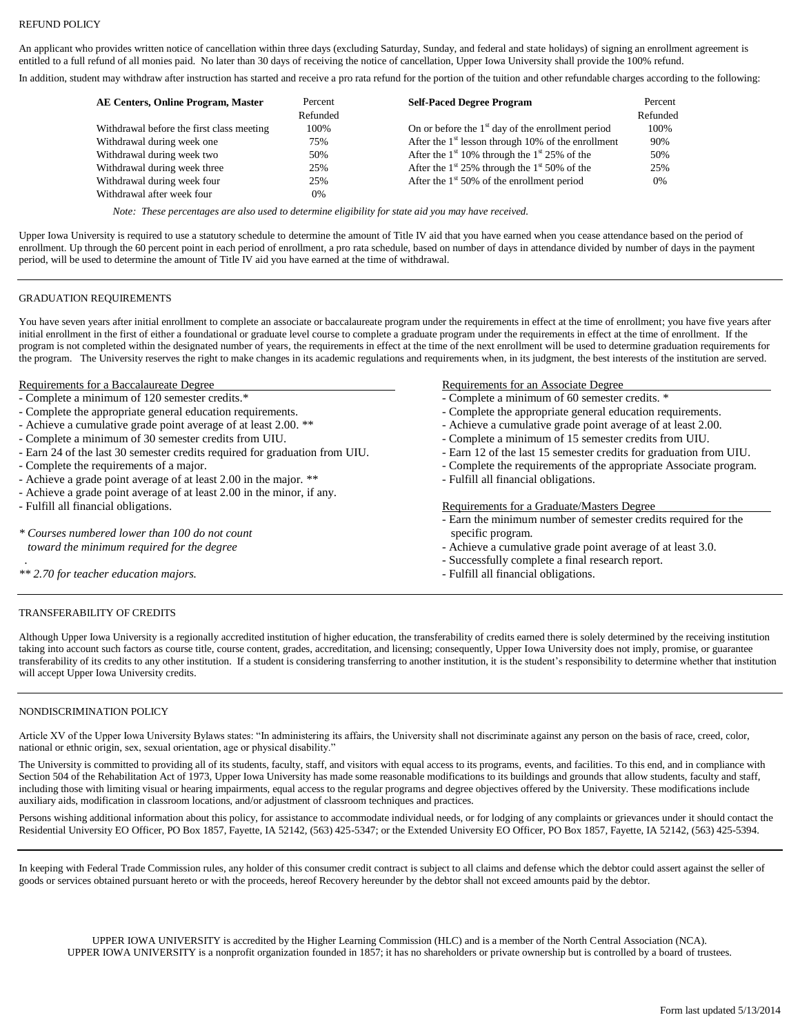REFUND POLICY

An applicant who provides written notice of cancellation within three days (excluding Saturday, Sunday, and federal and state holidays) of signing an enrollment agreement is entitled to a full refund of all monies paid. No later than 30 days of receiving the notice of cancellation, Upper Iowa University shall provide the 100% refund.

In addition, student may withdraw after instruction has started and receive a pro rata refund for the portion of the tuition and other refundable charges according to the following:

| **AE Centers, Online Program, Master** | Percent Refunded | **Self-Paced Degree Program** | Percent Refunded |
|---|---|---|---|
| Withdrawal before the first class meeting | 100% | On or before the 1st day of the enrollment period | 100% |
| Withdrawal during week one | 75% | After the 1st lesson through 10% of the enrollment | 90% |
| Withdrawal during week two | 50% | After the 1st 10% through the 1st 25% of the | 50% |
| Withdrawal during week three | 25% | After the 1st 25% through the 1st 50% of the | 25% |
| Withdrawal during week four | 25% | After the 1st 50% of the enrollment period | 0% |
| Withdrawal after week four | 0% | | |

*Note: These percentages are also used to determine eligibility for state aid you may have received.*

Upper Iowa University is required to use a statutory schedule to determine the amount of Title IV aid that you have earned when you cease attendance based on the period of enrollment. Up through the 60 percent point in each period of enrollment, a pro rata schedule, based on number of days in attendance divided by number of days in the payment period, will be used to determine the amount of Title IV aid you have earned at the time of withdrawal.

GRADUATION REQUIREMENTS

You have seven years after initial enrollment to complete an associate or baccalaureate program under the requirements in effect at the time of enrollment; you have five years after initial enrollment in the first of either a foundational or graduate level course to complete a graduate program under the requirements in effect at the time of enrollment. If the program is not completed within the designated number of years, the requirements in effect at the time of the next enrollment will be used to determine graduation requirements for the program. The University reserves the right to make changes in its academic regulations and requirements when, in its judgment, the best interests of the institution are served.

Requirements for a Baccalaureate Degree

- Complete a minimum of 120 semester credits.*
- Complete the appropriate general education requirements.
- Achieve a cumulative grade point average of at least 2.00. **
- Complete a minimum of 30 semester credits from UIU.
- Earn 24 of the last 30 semester credits required for graduation from UIU.
- Complete the requirements of a major.
- Achieve a grade point average of at least 2.00 in the major. **
- Achieve a grade point average of at least 2.00 in the minor, if any.
- Fulfill all financial obligations.

*\* Courses numbered lower than 100 do not count toward the minimum required for the degree*

*\*\* 2.70 for teacher education majors.*

Requirements for an Associate Degree

- Complete a minimum of 60 semester credits. *
- Complete the appropriate general education requirements.
- Achieve a cumulative grade point average of at least 2.00.
- Complete a minimum of 15 semester credits from UIU.
- Earn 12 of the last 15 semester credits for graduation from UIU.
- Complete the requirements of the appropriate Associate program.
- Fulfill all financial obligations.

Requirements for a Graduate/Masters Degree

- Earn the minimum number of semester credits required for the specific program.
- Achieve a cumulative grade point average of at least 3.0.
- Successfully complete a final research report.
- Fulfill all financial obligations.

TRANSFERABILITY OF CREDITS

Although Upper Iowa University is a regionally accredited institution of higher education, the transferability of credits earned there is solely determined by the receiving institution taking into account such factors as course title, course content, grades, accreditation, and licensing; consequently, Upper Iowa University does not imply, promise, or guarantee transferability of its credits to any other institution. If a student is considering transferring to another institution, it is the student's responsibility to determine whether that institution will accept Upper Iowa University credits.

NONDISCRIMINATION POLICY

Article XV of the Upper Iowa University Bylaws states: "In administering its affairs, the University shall not discriminate against any person on the basis of race, creed, color, national or ethnic origin, sex, sexual orientation, age or physical disability."

The University is committed to providing all of its students, faculty, staff, and visitors with equal access to its programs, events, and facilities. To this end, and in compliance with Section 504 of the Rehabilitation Act of 1973, Upper Iowa University has made some reasonable modifications to its buildings and grounds that allow students, faculty and staff, including those with limiting visual or hearing impairments, equal access to the regular programs and degree objectives offered by the University. These modifications include auxiliary aids, modification in classroom locations, and/or adjustment of classroom techniques and practices.

Persons wishing additional information about this policy, for assistance to accommodate individual needs, or for lodging of any complaints or grievances under it should contact the Residential University EO Officer, PO Box 1857, Fayette, IA 52142, (563) 425-5347; or the Extended University EO Officer, PO Box 1857, Fayette, IA 52142, (563) 425-5394.

In keeping with Federal Trade Commission rules, any holder of this consumer credit contract is subject to all claims and defense which the debtor could assert against the seller of goods or services obtained pursuant hereto or with the proceeds, hereof Recovery hereunder by the debtor shall not exceed amounts paid by the debtor.

UPPER IOWA UNIVERSITY is accredited by the Higher Learning Commission (HLC) and is a member of the North Central Association (NCA).
UPPER IOWA UNIVERSITY is a nonprofit organization founded in 1857; it has no shareholders or private ownership but is controlled by a board of trustees.

Form last updated 5/13/2014